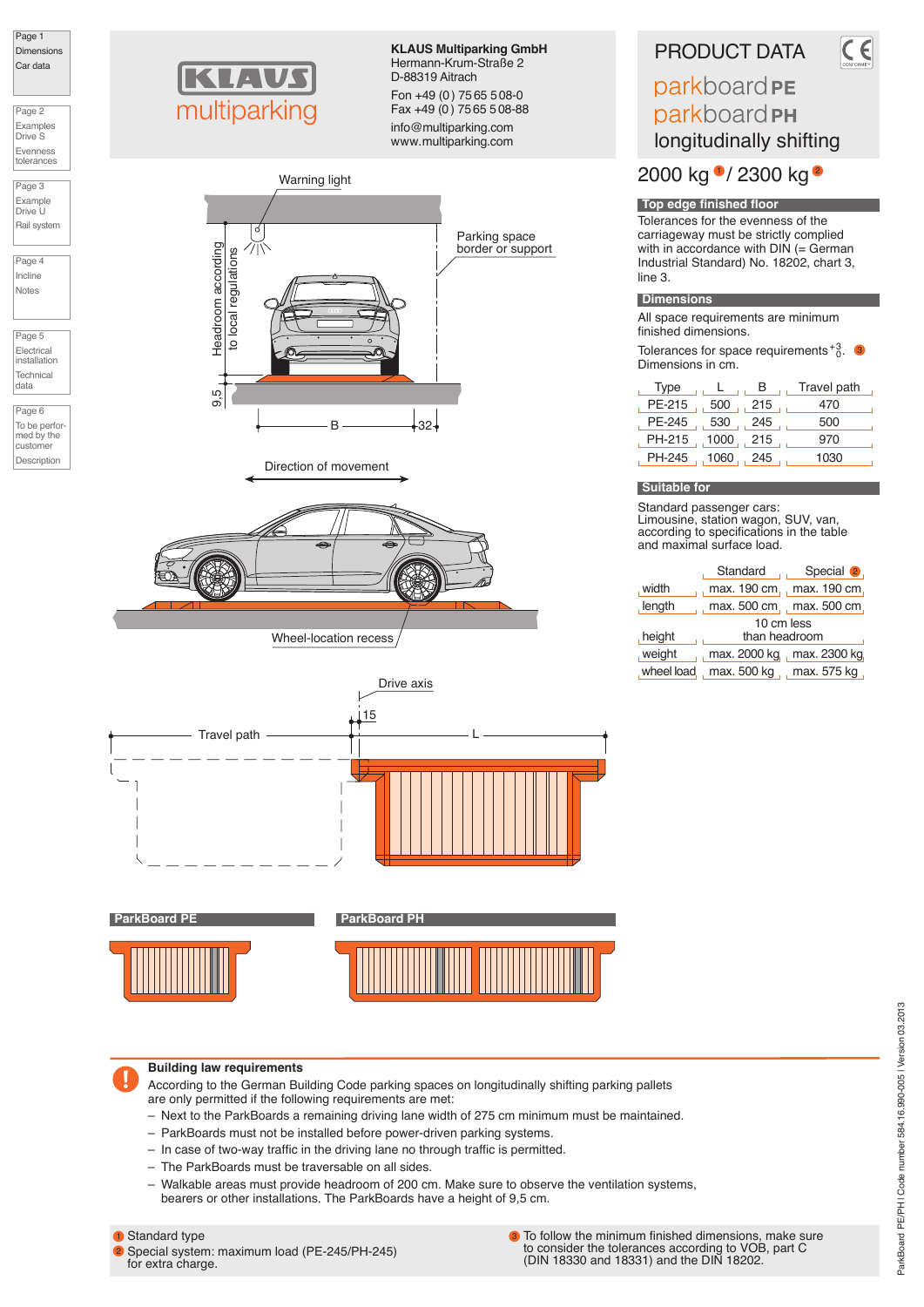Page 1
Dimensions
Car data

Page 2
Examples
Drive S
Evenness tolerances

Page 3
Example
Drive U
Rail system

Page 4
Incline
Notes

Page 5
Electrical installation
Technical data

Page 6
To be performed by the customer
Description

KLAUS multiparking

**KLAUS Multiparking GmbH**
Hermann-Krum-Straße 2
D-88319 Aitrach

Fon +49 (0) 75 65 508-0
Fax +49 (0) 75 65 508-88
info@multiparking.com
www.multiparking.com

# PRODUCT DATA

## parkboard PE
## parkboard PH
## longitudinally shifting

## 2000 kg [1] / 2300 kg [2]

Warning light

Headroom according to local regulations

Parking space border or support

9,5

B

32

Direction of movement

Wheel-location recess

Drive axis

15

Travel path

L

### Top edge finished floor

Tolerances for the evenness of the carriageway must be strictly complied with in accordance with DIN (= German Industrial Standard) No. 18202, chart 3, line 3.

### Dimensions

All space requirements are minimum finished dimensions.

Tolerances for space requirements $^{+3}_{0}$. [3]
Dimensions in cm.

| Type | L | B | Travel path |
|---|---|---|---|
| PE-215 | 500 | 215 | 470 |
| PE-245 | 530 | 245 | 500 |
| PH-215 | 1000 | 215 | 970 |
| PH-245 | 1060 | 245 | 1030 |

### Suitable for

Standard passenger cars:
Limousine, station wagon, SUV, van, according to specifications in the table and maximal surface load.

| | Standard | Special [2] |
|---|---|---|
| width | max. 190 cm | max. 190 cm |
| length | max. 500 cm | max. 500 cm |
| height | 10 cm less than headroom | |
| weight | max. 2000 kg | max. 2300 kg |
| wheel load | max. 500 kg | max. 575 kg |

**ParkBoard PE**

**ParkBoard PH**

**Building law requirements**

According to the German Building Code parking spaces on longitudinally shifting parking pallets are only permitted if the following requirements are met:

- Next to the ParkBoards a remaining driving lane width of 275 cm minimum must be maintained.
- ParkBoards must not be installed before power-driven parking systems.
- In case of two-way traffic in the driving lane no through traffic is permitted.
- The ParkBoards must be traversable on all sides.
- Walkable areas must provide headroom of 200 cm. Make sure to observe the ventilation systems, bearers or other installations. The ParkBoards have a height of 9,5 cm.

[1] Standard type
[2] Special system: maximum load (PE-245/PH-245) for extra charge.

[3] To follow the minimum finished dimensions, make sure to consider the tolerances according to VOB, part C (DIN 18330 and 18331) and the DIN 18202.

ParkBoard PE/PH | Code number 584.16.990-005 | Version 03.2013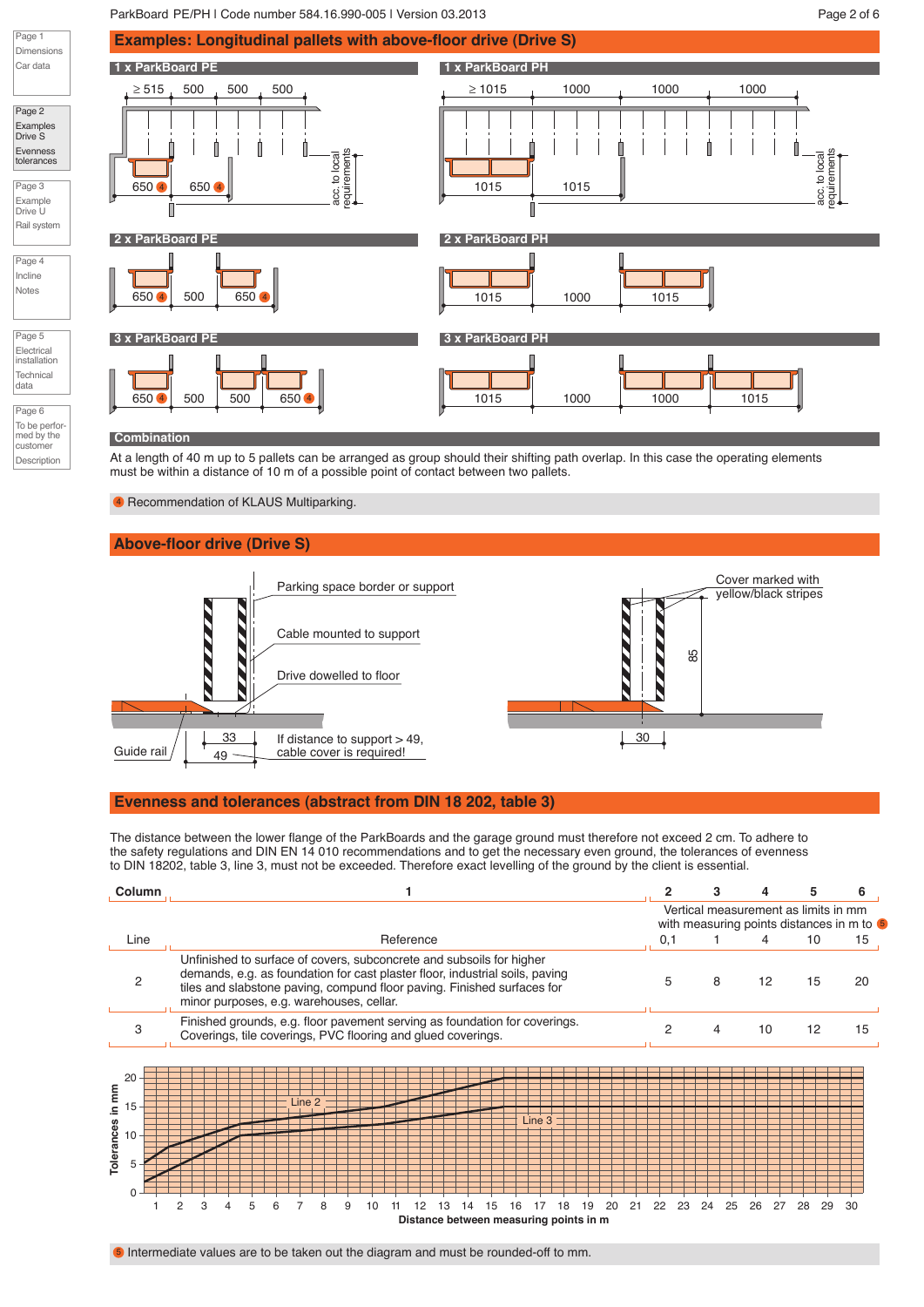## Examples: Longitudinal pallets with above-floor drive (Drive S)

### 1 x ParkBoard PE

≥ 515 | 500 | 500 | 500

650 ④ | 650 ④

acc. to local requirements

### 1 x ParkBoard PH

≥ 1015 | 1000 | 1000 | 1000

1015 | 1015

acc. to local requirements

### 2 x ParkBoard PE

650 ④ | 500 | 650 ④

### 2 x ParkBoard PH

1015 | 1000 | 1015

### 3 x ParkBoard PE

650 ④ | 500 | 500 | 650 ④

### 3 x ParkBoard PH

1015 | 1000 | 1000 | 1015

### Combination

At a length of 40 m up to 5 pallets can be arranged as group should their shifting path overlap. In this case the operating elements must be within a distance of 10 m of a possible point of contact between two pallets.

④ Recommendation of KLAUS Multiparking.

## Above-floor drive (Drive S)

Parking space border or support

Cable mounted to support

Drive dowelled to floor

Guide rail

33

49

If distance to support > 49, cable cover is required!

Cover marked with yellow/black stripes

85

30

## Evenness and tolerances (abstract from DIN 18 202, table 3)

The distance between the lower flange of the ParkBoards and the garage ground must therefore not exceed 2 cm. To adhere to the safety regulations and DIN EN 14 010 recommendations and to get the necessary even ground, the tolerances of evenness to DIN 18202, table 3, line 3, must not be exceeded. Therefore exact levelling of the ground by the client is essential.

| Column | 1 | 2 | 3 | 4 | 5 | 6 |
|---|---|---|---|---|---|---|
| | | Vertical measurement as limits in mm with measuring points distances in m to ⑤ | | | | |
| Line | Reference | 0,1 | 1 | 4 | 10 | 15 |
| 2 | Unfinished to surface of covers, subconcrete and subsoils for higher demands, e.g. as foundation for cast plaster floor, industrial soils, paving tiles and slabstone paving, compund floor paving. Finished surfaces for minor purposes, e.g. warehouses, cellar. | 5 | 8 | 12 | 15 | 20 |
| 3 | Finished grounds, e.g. floor pavement serving as foundation for coverings. Coverings, tile coverings, PVC flooring and glued coverings. | 2 | 4 | 10 | 12 | 15 |

Tolerances in mm (0–20) vs. Distance between measuring points in m (1–30); curves: Line 2, Line 3

⑤ Intermediate values are to be taken out the diagram and must be rounded-off to mm.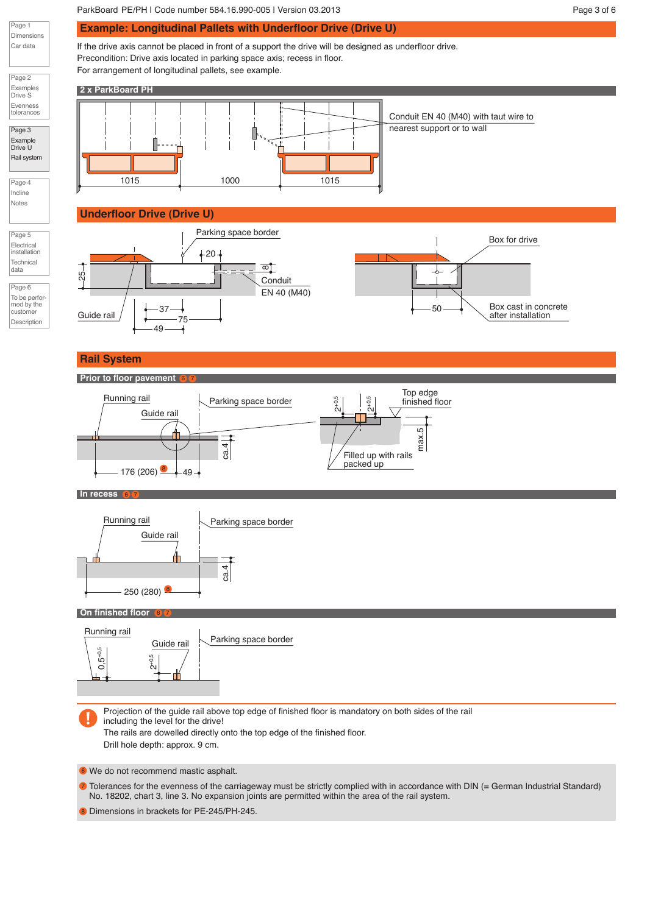## Example: Longitudinal Pallets with Underfloor Drive (Drive U)

If the drive axis cannot be placed in front of a support the drive will be designed as underfloor drive.
Precondition: Drive axis located in parking space axis; recess in floor.
For arrangement of longitudinal pallets, see example.

**2 x ParkBoard PH**

Conduit EN 40 (M40) with taut wire to nearest support or to wall

1015 | 1000 | 1015

## Underfloor Drive (Drive U)

Parking space border

Guide rail

Conduit EN 40 (M40)

25 | 20 | 8 | 37 | 75 | 49

Box for drive

Box cast in concrete after installation

50

## Rail System

### Prior to floor pavement [6] [7]

Running rail

Guide rail

Parking space border

176 (206) [8] | 49 | ca.4

Top edge finished floor

$2^{+0,5}$ | $2^{+0,5}$ | max.5

Filled up with rails packed up

### In recess [6] [7]

Running rail

Guide rail

Parking space border

250 (280) [8] | ca.4

### On finished floor [6] [7]

Running rail

Guide rail

Parking space border

$0,5^{+0,5}$ | $2^{+0,5}$

**!** Projection of the guide rail above top edge of finished floor is mandatory on both sides of the rail including the level for the drive!
The rails are dowelled directly onto the top edge of the finished floor.
Drill hole depth: approx. 9 cm.

[6] We do not recommend mastic asphalt.

[7] Tolerances for the evenness of the carriageway must be strictly complied with in accordance with DIN (= German Industrial Standard) No. 18202, chart 3, line 3. No expansion joints are permitted within the area of the rail system.

[8] Dimensions in brackets for PE-245/PH-245.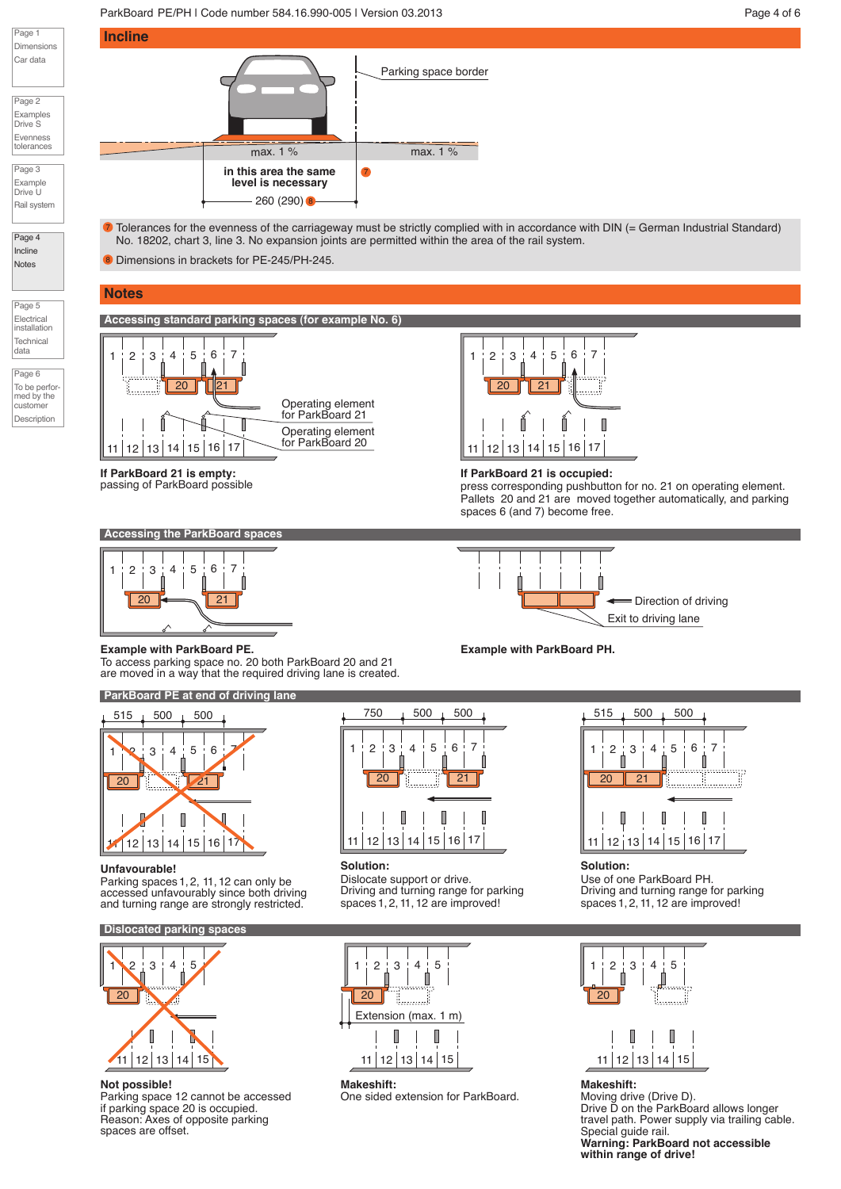## Incline

Parking space border

max. 1 % | max. 1 %

in this area the same level is necessary (7)

260 (290) (8)

(7) Tolerances for the evenness of the carriageway must be strictly complied with in accordance with DIN (= German Industrial Standard) No. 18202, chart 3, line 3. No expansion joints are permitted within the area of the rail system.

(8) Dimensions in brackets for PE-245/PH-245.

## Notes

### Accessing standard parking spaces (for example No. 6)

Operating element for ParkBoard 21

Operating element for ParkBoard 20

**If ParkBoard 21 is empty:**
passing of ParkBoard possible

**If ParkBoard 21 is occupied:**
press corresponding pushbutton for no. 21 on operating element. Pallets 20 and 21 are moved together automatically, and parking spaces 6 (and 7) become free.

### Accessing the ParkBoard spaces

**Example with ParkBoard PE.**
To access parking space no. 20 both ParkBoard 20 and 21 are moved in a way that the required driving lane is created.

Direction of driving

Exit to driving lane

**Example with ParkBoard PH.**

### ParkBoard PE at end of driving lane

515 | 500 | 500

**Unfavourable!**
Parking spaces 1, 2, 11, 12 can only be accessed unfavourably since both driving and turning range are strongly restricted.

750 | 500 | 500

**Solution:**
Dislocate support or drive.
Driving and turning range for parking spaces 1, 2, 11, 12 are improved!

515 | 500 | 500

**Solution:**
Use of one ParkBoard PH.
Driving and turning range for parking spaces 1, 2, 11, 12 are improved!

### Dislocated parking spaces

**Not possible!**
Parking space 12 cannot be accessed if parking space 20 is occupied.
Reason: Axes of opposite parking spaces are offset.

Extension (max. 1 m)

**Makeshift:**
One sided extension for ParkBoard.

**Makeshift:**
Moving drive (Drive D).
Drive D on the ParkBoard allows longer travel path. Power supply via trailing cable.
Special guide rail.
**Warning: ParkBoard not accessible within range of drive!**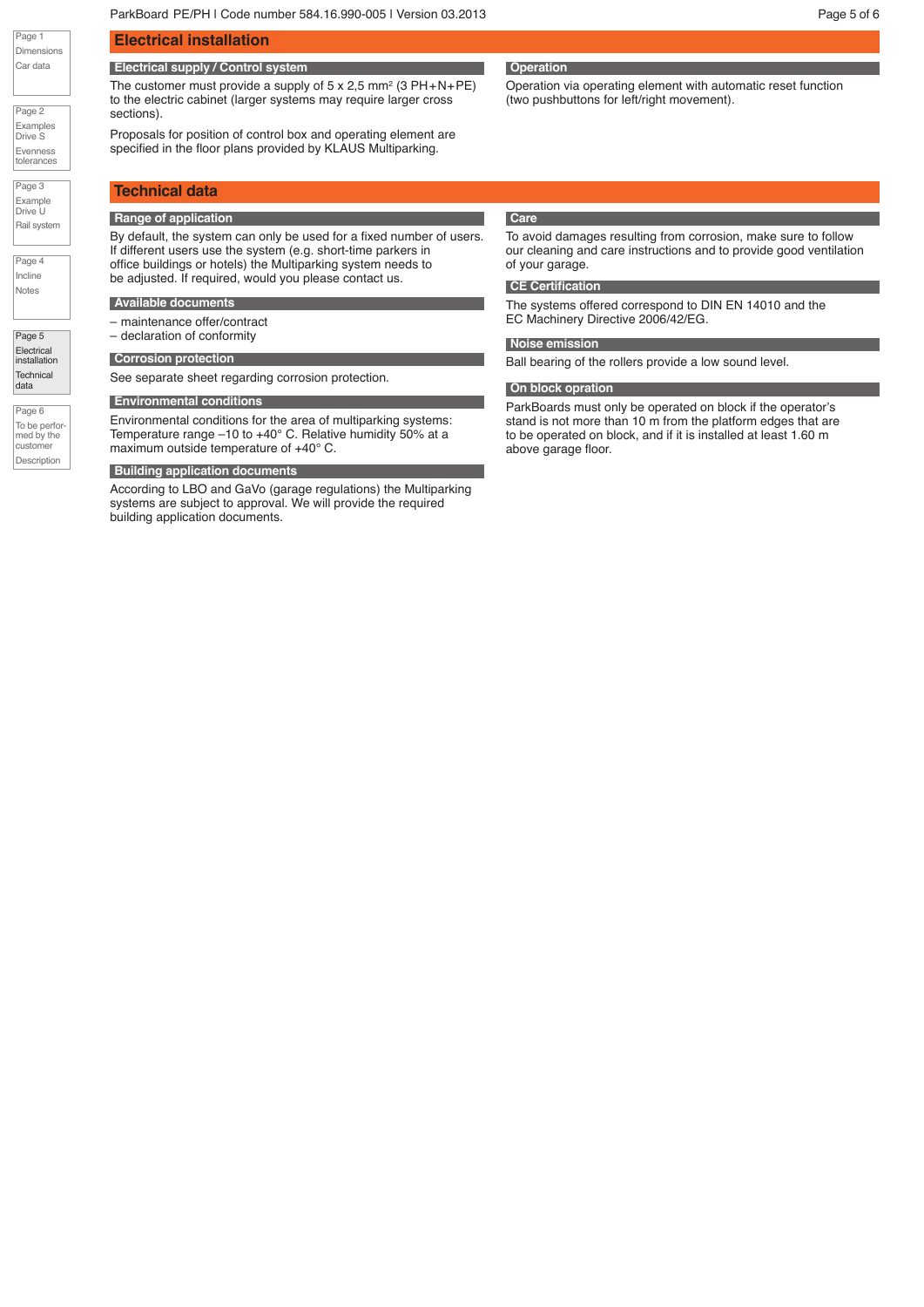## Electrical installation

### Electrical supply / Control system

The customer must provide a supply of 5 x 2,5 mm² (3 PH+N+PE) to the electric cabinet (larger systems may require larger cross sections).

Proposals for position of control box and operating element are specified in the floor plans provided by KLAUS Multiparking.

### Operation

Operation via operating element with automatic reset function (two pushbuttons for left/right movement).

## Technical data

### Range of application

By default, the system can only be used for a fixed number of users. If different users use the system (e.g. short-time parkers in office buildings or hotels) the Multiparking system needs to be adjusted. If required, would you please contact us.

### Available documents

– maintenance offer/contract
– declaration of conformity

### Corrosion protection

See separate sheet regarding corrosion protection.

### Environmental conditions

Environmental conditions for the area of multiparking systems: Temperature range –10 to +40° C. Relative humidity 50% at a maximum outside temperature of +40° C.

### Building application documents

According to LBO and GaVo (garage regulations) the Multiparking systems are subject to approval. We will provide the required building application documents.

### Care

To avoid damages resulting from corrosion, make sure to follow our cleaning and care instructions and to provide good ventilation of your garage.

### CE Certification

The systems offered correspond to DIN EN 14010 and the EC Machinery Directive 2006/42/EG.

### Noise emission

Ball bearing of the rollers provide a low sound level.

### On block opration

ParkBoards must only be operated on block if the operator's stand is not more than 10 m from the platform edges that are to be operated on block, and if it is installed at least 1.60 m above garage floor.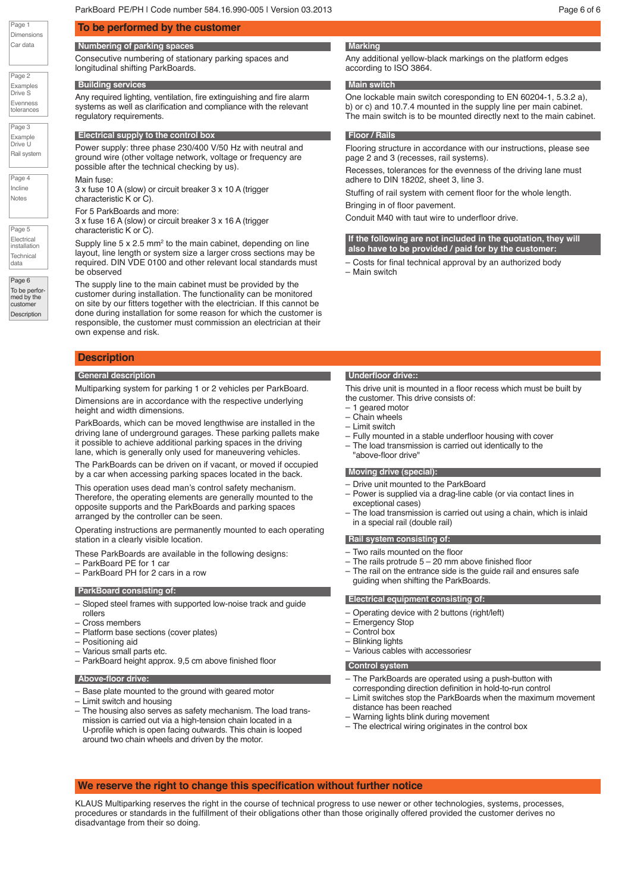## To be performed by the customer

### Numbering of parking spaces

Consecutive numbering of stationary parking spaces and longitudinal shifting ParkBoards.

### Building services

Any required lighting, ventilation, fire extinguishing and fire alarm systems as well as clarification and compliance with the relevant regulatory requirements.

### Electrical supply to the control box

Power supply: three phase 230/400 V/50 Hz with neutral and ground wire (other voltage network, voltage or frequency are possible after the technical checking by us).

Main fuse:
3 x fuse 10 A (slow) or circuit breaker 3 x 10 A (trigger characteristic K or C).

For 5 ParkBoards and more:
3 x fuse 16 A (slow) or circuit breaker 3 x 16 A (trigger characteristic K or C).

Supply line 5 x 2.5 mm$^2$ to the main cabinet, depending on line layout, line length or system size a larger cross sections may be required. DIN VDE 0100 and other relevant local standards must be observed

The supply line to the main cabinet must be provided by the customer during installation. The functionality can be monitored on site by our fitters together with the electrician. If this cannot be done during installation for some reason for which the customer is responsible, the customer must commission an electrician at their own expense and risk.

### Marking

Any additional yellow-black markings on the platform edges according to ISO 3864.

### Main switch

One lockable main switch coresponding to EN 60204-1, 5.3.2 a), b) or c) and 10.7.4 mounted in the supply line per main cabinet. The main switch is to be mounted directly next to the main cabinet.

### Floor / Rails

Flooring structure in accordance with our instructions, please see page 2 and 3 (recesses, rail systems).

Recesses, tolerances for the evenness of the driving lane must adhere to DIN 18202, sheet 3, line 3.

Stuffing of rail system with cement floor for the whole length.

Bringing in of floor pavement.

Conduit M40 with taut wire to underfloor drive.

### If the following are not included in the quotation, they will also have to be provided / paid for by the customer:

- Costs for final technical approval by an authorized body
- Main switch

## Description

### General description

Multiparking system for parking 1 or 2 vehicles per ParkBoard.

Dimensions are in accordance with the respective underlying height and width dimensions.

ParkBoards, which can be moved lengthwise are installed in the driving lane of underground garages. These parking pallets make it possible to achieve additional parking spaces in the driving lane, which is generally only used for maneuvering vehicles.

The ParkBoards can be driven on if vacant, or moved if occupied by a car when accessing parking spaces located in the back.

This operation uses dead man's control safety mechanism. Therefore, the operating elements are generally mounted to the opposite supports and the ParkBoards and parking spaces arranged by the controller can be seen.

Operating instructions are permanently mounted to each operating station in a clearly visible location.

These ParkBoards are available in the following designs:
- ParkBoard PE for 1 car
- ParkBoard PH for 2 cars in a row

### ParkBoard consisting of:

- Sloped steel frames with supported low-noise track and guide rollers
- Cross members
- Platform base sections (cover plates)
- Positioning aid
- Various small parts etc.
- ParkBoard height approx. 9,5 cm above finished floor

### Above-floor drive:

- Base plate mounted to the ground with geared motor
- Limit switch and housing
- The housing also serves as safety mechanism. The load transmission is carried out via a high-tension chain located in a U-profile which is open facing outwards. This chain is looped around two chain wheels and driven by the motor.

### Underfloor drive::

This drive unit is mounted in a floor recess which must be built by the customer. This drive consists of:
- 1 geared motor
- Chain wheels
- Limit switch
- Fully mounted in a stable underfloor housing with cover
- The load transmission is carried out identically to the "above-floor drive"

### Moving drive (special):

- Drive unit mounted to the ParkBoard
- Power is supplied via a drag-line cable (or via contact lines in exceptional cases)
- The load transmission is carried out using a chain, which is inlaid in a special rail (double rail)

### Rail system consisting of:

- Two rails mounted on the floor
- The rails protrude 5 – 20 mm above finished floor
- The rail on the entrance side is the guide rail and ensures safe guiding when shifting the ParkBoards.

### Electrical equipment consisting of:

- Operating device with 2 buttons (right/left)
- Emergency Stop
- Control box
- Blinking lights
- Various cables with accessoriesr

### Control system

- The ParkBoards are operated using a push-button with corresponding direction definition in hold-to-run control
- Limit switches stop the ParkBoards when the maximum movement distance has been reached
- Warning lights blink during movement
- The electrical wiring originates in the control box

## We reserve the right to change this specification without further notice

KLAUS Multiparking reserves the right in the course of technical progress to use newer or other technologies, systems, processes, procedures or standards in the fulfillment of their obligations other than those originally offered provided the customer derives no disadvantage from their so doing.